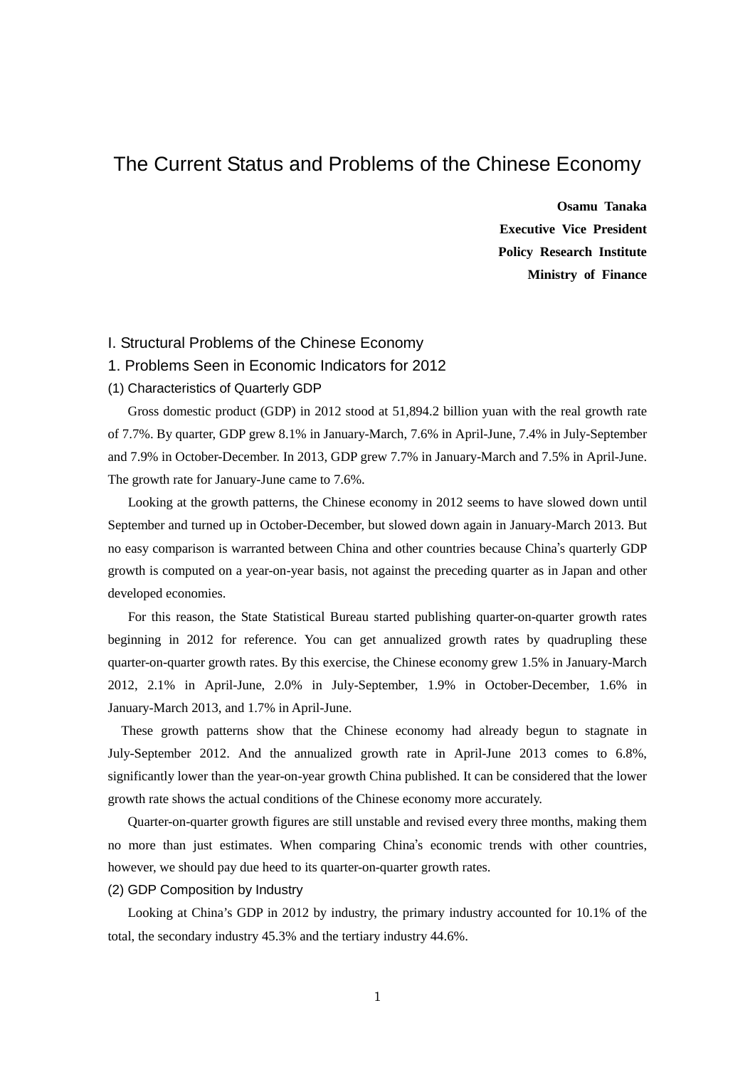# The Current Status and Problems of the Chinese Economy

**Osamu Tanaka**
**Executive Vice President**
**Policy Research Institute**
**Ministry of Finance**

## I. Structural Problems of the Chinese Economy

### 1. Problems Seen in Economic Indicators for 2012

#### (1) Characteristics of Quarterly GDP

Gross domestic product (GDP) in 2012 stood at 51,894.2 billion yuan with the real growth rate of 7.7%. By quarter, GDP grew 8.1% in January-March, 7.6% in April-June, 7.4% in July-September and 7.9% in October-December. In 2013, GDP grew 7.7% in January-March and 7.5% in April-June. The growth rate for January-June came to 7.6%.

Looking at the growth patterns, the Chinese economy in 2012 seems to have slowed down until September and turned up in October-December, but slowed down again in January-March 2013. But no easy comparison is warranted between China and other countries because China's quarterly GDP growth is computed on a year-on-year basis, not against the preceding quarter as in Japan and other developed economies.

For this reason, the State Statistical Bureau started publishing quarter-on-quarter growth rates beginning in 2012 for reference. You can get annualized growth rates by quadrupling these quarter-on-quarter growth rates. By this exercise, the Chinese economy grew 1.5% in January-March 2012, 2.1% in April-June, 2.0% in July-September, 1.9% in October-December, 1.6% in January-March 2013, and 1.7% in April-June.

These growth patterns show that the Chinese economy had already begun to stagnate in July-September 2012. And the annualized growth rate in April-June 2013 comes to 6.8%, significantly lower than the year-on-year growth China published. It can be considered that the lower growth rate shows the actual conditions of the Chinese economy more accurately.

Quarter-on-quarter growth figures are still unstable and revised every three months, making them no more than just estimates. When comparing China's economic trends with other countries, however, we should pay due heed to its quarter-on-quarter growth rates.

#### (2) GDP Composition by Industry

Looking at China's GDP in 2012 by industry, the primary industry accounted for 10.1% of the total, the secondary industry 45.3% and the tertiary industry 44.6%.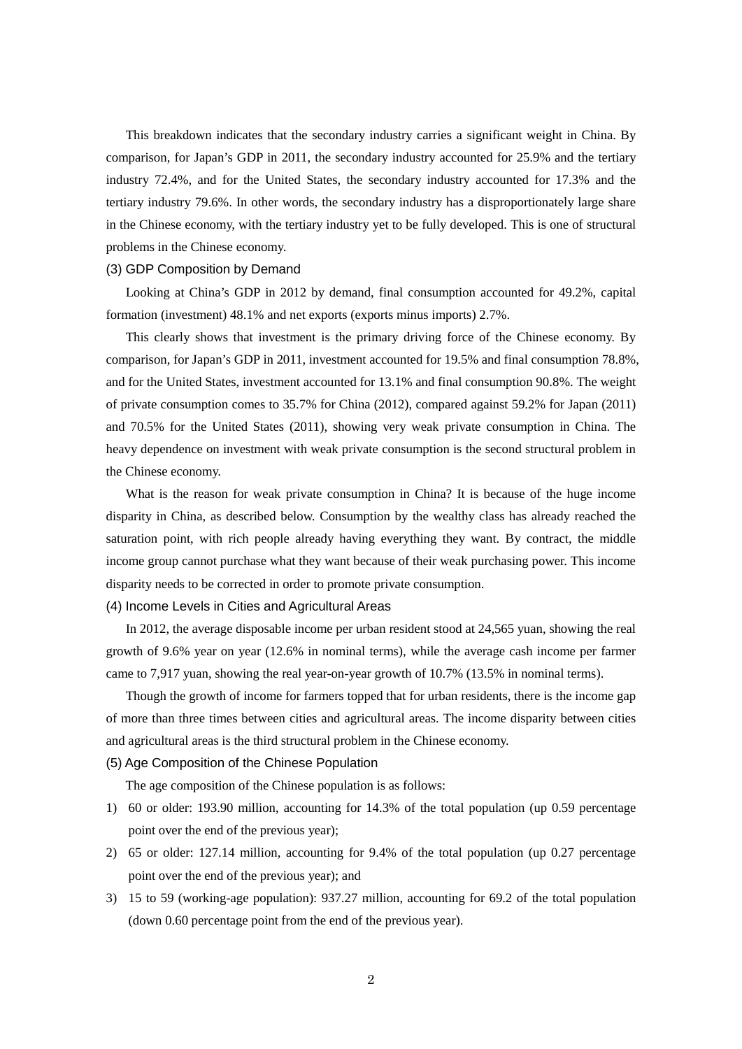This breakdown indicates that the secondary industry carries a significant weight in China. By comparison, for Japan's GDP in 2011, the secondary industry accounted for 25.9% and the tertiary industry 72.4%, and for the United States, the secondary industry accounted for 17.3% and the tertiary industry 79.6%. In other words, the secondary industry has a disproportionately large share in the Chinese economy, with the tertiary industry yet to be fully developed. This is one of structural problems in the Chinese economy.

### (3) GDP Composition by Demand

Looking at China's GDP in 2012 by demand, final consumption accounted for 49.2%, capital formation (investment) 48.1% and net exports (exports minus imports) 2.7%.

This clearly shows that investment is the primary driving force of the Chinese economy. By comparison, for Japan's GDP in 2011, investment accounted for 19.5% and final consumption 78.8%, and for the United States, investment accounted for 13.1% and final consumption 90.8%. The weight of private consumption comes to 35.7% for China (2012), compared against 59.2% for Japan (2011) and 70.5% for the United States (2011), showing very weak private consumption in China. The heavy dependence on investment with weak private consumption is the second structural problem in the Chinese economy.

What is the reason for weak private consumption in China? It is because of the huge income disparity in China, as described below. Consumption by the wealthy class has already reached the saturation point, with rich people already having everything they want. By contract, the middle income group cannot purchase what they want because of their weak purchasing power. This income disparity needs to be corrected in order to promote private consumption.

### (4) Income Levels in Cities and Agricultural Areas

In 2012, the average disposable income per urban resident stood at 24,565 yuan, showing the real growth of 9.6% year on year (12.6% in nominal terms), while the average cash income per farmer came to 7,917 yuan, showing the real year-on-year growth of 10.7% (13.5% in nominal terms).

Though the growth of income for farmers topped that for urban residents, there is the income gap of more than three times between cities and agricultural areas. The income disparity between cities and agricultural areas is the third structural problem in the Chinese economy.

### (5) Age Composition of the Chinese Population

The age composition of the Chinese population is as follows:

1) 60 or older: 193.90 million, accounting for 14.3% of the total population (up 0.59 percentage point over the end of the previous year);
2) 65 or older: 127.14 million, accounting for 9.4% of the total population (up 0.27 percentage point over the end of the previous year); and
3) 15 to 59 (working-age population): 937.27 million, accounting for 69.2 of the total population (down 0.60 percentage point from the end of the previous year).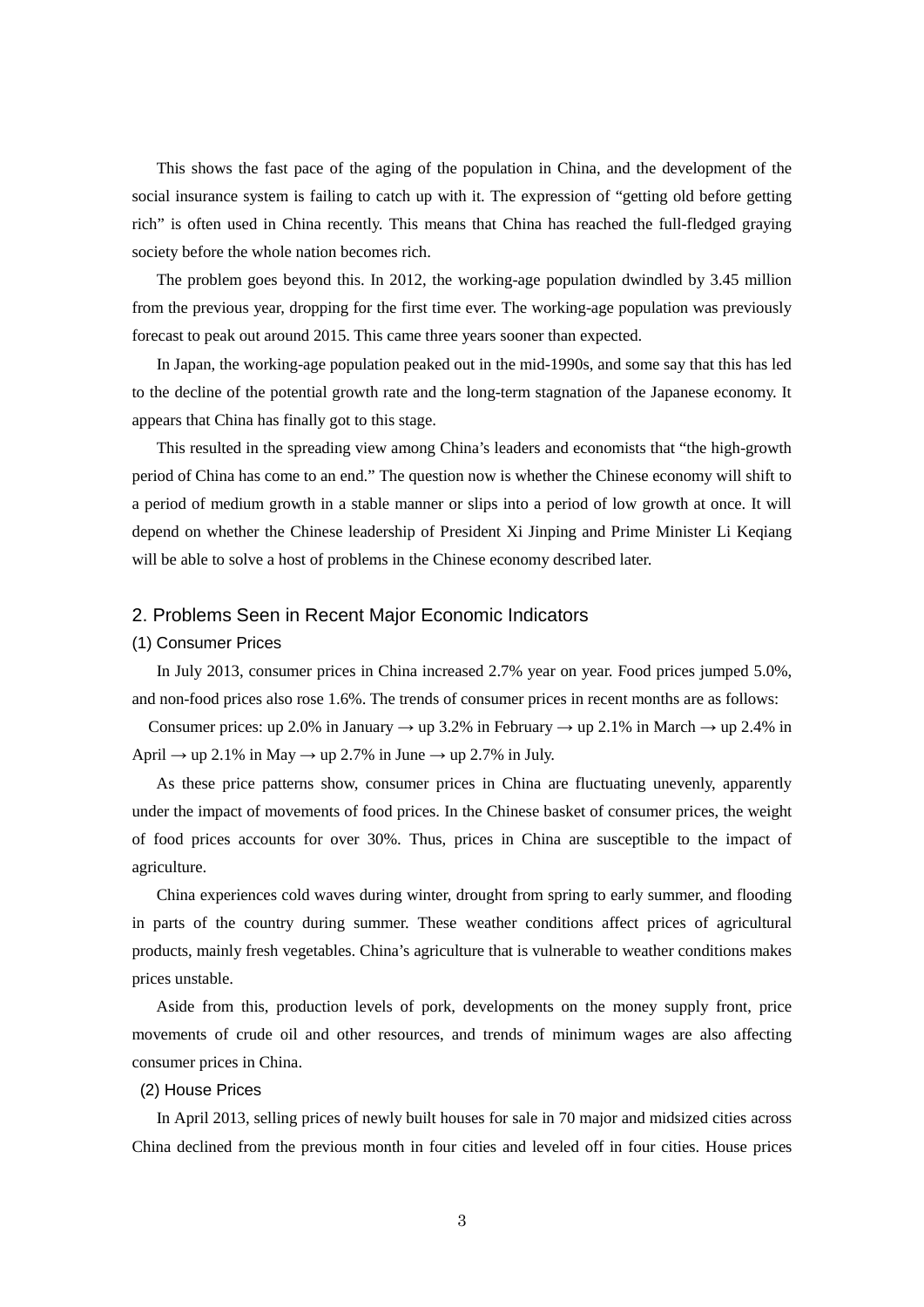This shows the fast pace of the aging of the population in China, and the development of the social insurance system is failing to catch up with it. The expression of "getting old before getting rich" is often used in China recently. This means that China has reached the full-fledged graying society before the whole nation becomes rich.

The problem goes beyond this. In 2012, the working-age population dwindled by 3.45 million from the previous year, dropping for the first time ever. The working-age population was previously forecast to peak out around 2015. This came three years sooner than expected.

In Japan, the working-age population peaked out in the mid-1990s, and some say that this has led to the decline of the potential growth rate and the long-term stagnation of the Japanese economy. It appears that China has finally got to this stage.

This resulted in the spreading view among China's leaders and economists that "the high-growth period of China has come to an end." The question now is whether the Chinese economy will shift to a period of medium growth in a stable manner or slips into a period of low growth at once. It will depend on whether the Chinese leadership of President Xi Jinping and Prime Minister Li Keqiang will be able to solve a host of problems in the Chinese economy described later.

## 2. Problems Seen in Recent Major Economic Indicators

### (1) Consumer Prices

In July 2013, consumer prices in China increased 2.7% year on year. Food prices jumped 5.0%, and non-food prices also rose 1.6%. The trends of consumer prices in recent months are as follows:

Consumer prices: up 2.0% in January → up 3.2% in February → up 2.1% in March → up 2.4% in April → up 2.1% in May → up 2.7% in June → up 2.7% in July.

As these price patterns show, consumer prices in China are fluctuating unevenly, apparently under the impact of movements of food prices. In the Chinese basket of consumer prices, the weight of food prices accounts for over 30%. Thus, prices in China are susceptible to the impact of agriculture.

China experiences cold waves during winter, drought from spring to early summer, and flooding in parts of the country during summer. These weather conditions affect prices of agricultural products, mainly fresh vegetables. China's agriculture that is vulnerable to weather conditions makes prices unstable.

Aside from this, production levels of pork, developments on the money supply front, price movements of crude oil and other resources, and trends of minimum wages are also affecting consumer prices in China.

### (2) House Prices

In April 2013, selling prices of newly built houses for sale in 70 major and midsized cities across China declined from the previous month in four cities and leveled off in four cities. House prices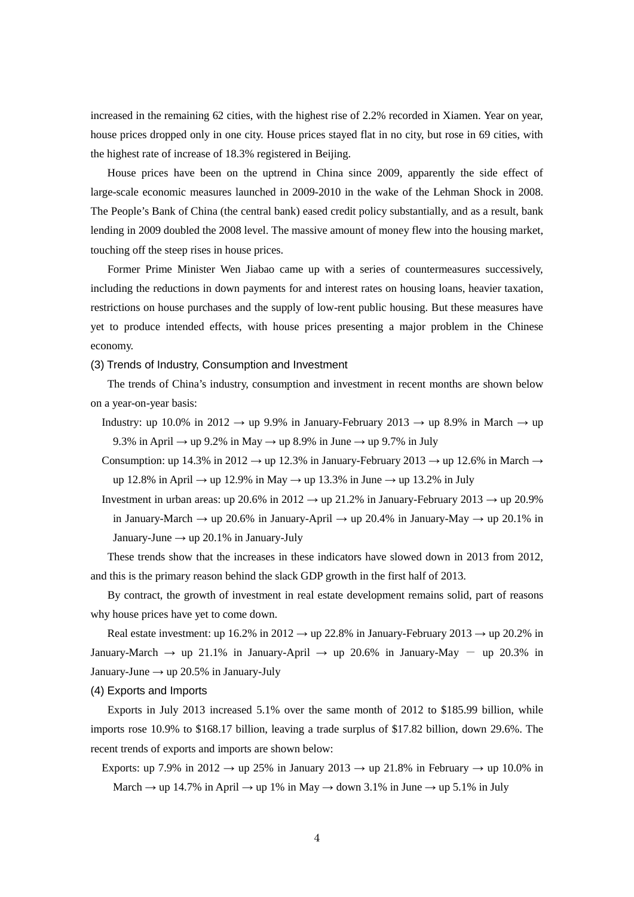increased in the remaining 62 cities, with the highest rise of 2.2% recorded in Xiamen. Year on year, house prices dropped only in one city. House prices stayed flat in no city, but rose in 69 cities, with the highest rate of increase of 18.3% registered in Beijing.

House prices have been on the uptrend in China since 2009, apparently the side effect of large-scale economic measures launched in 2009-2010 in the wake of the Lehman Shock in 2008. The People's Bank of China (the central bank) eased credit policy substantially, and as a result, bank lending in 2009 doubled the 2008 level. The massive amount of money flew into the housing market, touching off the steep rises in house prices.

Former Prime Minister Wen Jiabao came up with a series of countermeasures successively, including the reductions in down payments for and interest rates on housing loans, heavier taxation, restrictions on house purchases and the supply of low-rent public housing. But these measures have yet to produce intended effects, with house prices presenting a major problem in the Chinese economy.

### (3) Trends of Industry, Consumption and Investment

The trends of China's industry, consumption and investment in recent months are shown below on a year-on-year basis:

Industry: up 10.0% in 2012 → up 9.9% in January-February 2013 → up 8.9% in March → up 9.3% in April → up 9.2% in May → up 8.9% in June → up 9.7% in July

Consumption: up 14.3% in 2012 → up 12.3% in January-February 2013 → up 12.6% in March → up 12.8% in April → up 12.9% in May → up 13.3% in June → up 13.2% in July

Investment in urban areas: up 20.6% in 2012 → up 21.2% in January-February 2013 → up 20.9% in January-March → up 20.6% in January-April → up 20.4% in January-May → up 20.1% in January-June → up 20.1% in January-July

These trends show that the increases in these indicators have slowed down in 2013 from 2012, and this is the primary reason behind the slack GDP growth in the first half of 2013.

By contract, the growth of investment in real estate development remains solid, part of reasons why house prices have yet to come down.

Real estate investment: up 16.2% in 2012 → up 22.8% in January-February 2013 → up 20.2% in January-March → up 21.1% in January-April → up 20.6% in January-May － up 20.3% in January-June → up 20.5% in January-July

### (4) Exports and Imports

Exports in July 2013 increased 5.1% over the same month of 2012 to \$185.99 billion, while imports rose 10.9% to \$168.17 billion, leaving a trade surplus of \$17.82 billion, down 29.6%. The recent trends of exports and imports are shown below:

Exports: up 7.9% in 2012 → up 25% in January 2013 → up 21.8% in February → up 10.0% in March → up 14.7% in April → up 1% in May → down 3.1% in June → up 5.1% in July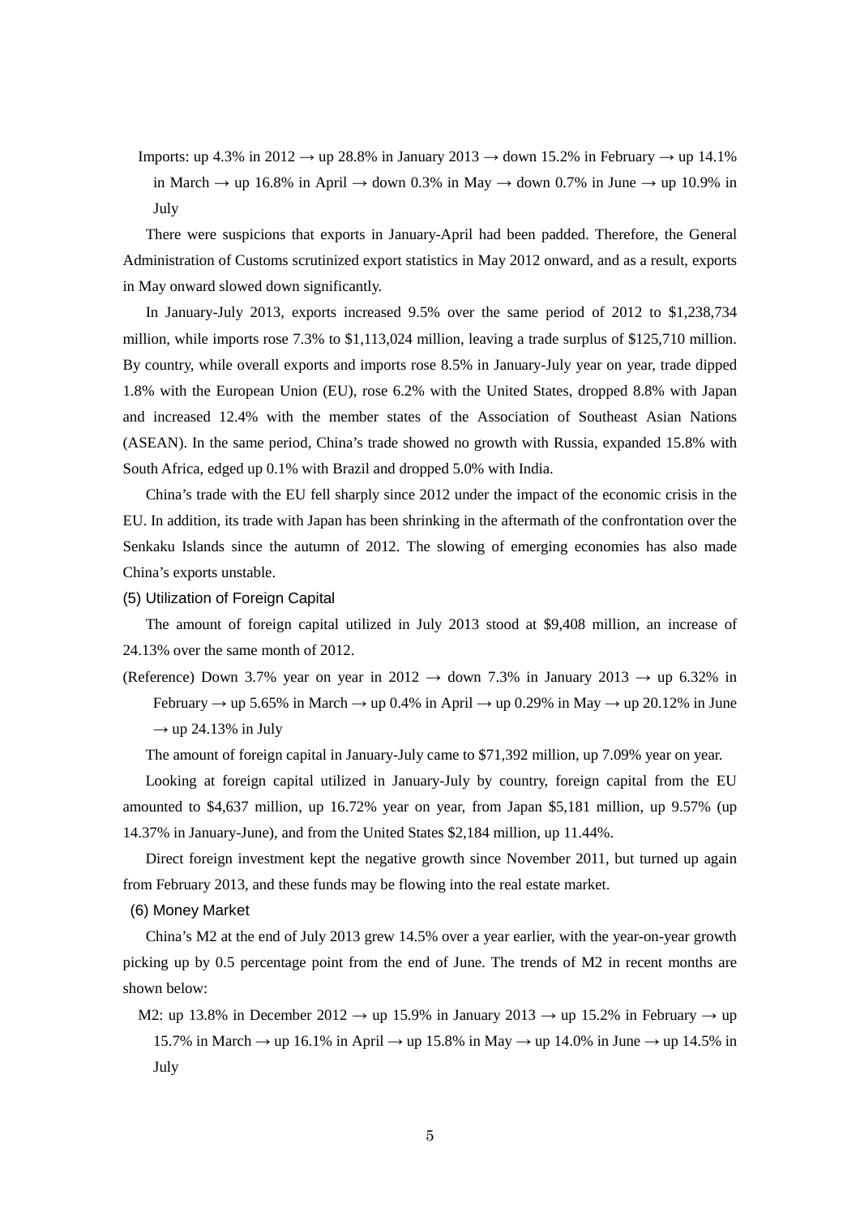Imports: up 4.3% in 2012 → up 28.8% in January 2013 → down 15.2% in February → up 14.1% in March → up 16.8% in April → down 0.3% in May → down 0.7% in June → up 10.9% in July

There were suspicions that exports in January-April had been padded. Therefore, the General Administration of Customs scrutinized export statistics in May 2012 onward, and as a result, exports in May onward slowed down significantly.

In January-July 2013, exports increased 9.5% over the same period of 2012 to $1,238,734 million, while imports rose 7.3% to $1,113,024 million, leaving a trade surplus of $125,710 million. By country, while overall exports and imports rose 8.5% in January-July year on year, trade dipped 1.8% with the European Union (EU), rose 6.2% with the United States, dropped 8.8% with Japan and increased 12.4% with the member states of the Association of Southeast Asian Nations (ASEAN). In the same period, China's trade showed no growth with Russia, expanded 15.8% with South Africa, edged up 0.1% with Brazil and dropped 5.0% with India.

China's trade with the EU fell sharply since 2012 under the impact of the economic crisis in the EU. In addition, its trade with Japan has been shrinking in the aftermath of the confrontation over the Senkaku Islands since the autumn of 2012. The slowing of emerging economies has also made China's exports unstable.

### (5) Utilization of Foreign Capital

The amount of foreign capital utilized in July 2013 stood at $9,408 million, an increase of 24.13% over the same month of 2012.

(Reference) Down 3.7% year on year in 2012 → down 7.3% in January 2013 → up 6.32% in February → up 5.65% in March → up 0.4% in April → up 0.29% in May → up 20.12% in June → up 24.13% in July

The amount of foreign capital in January-July came to $71,392 million, up 7.09% year on year.

Looking at foreign capital utilized in January-July by country, foreign capital from the EU amounted to $4,637 million, up 16.72% year on year, from Japan $5,181 million, up 9.57% (up 14.37% in January-June), and from the United States $2,184 million, up 11.44%.

Direct foreign investment kept the negative growth since November 2011, but turned up again from February 2013, and these funds may be flowing into the real estate market.

### (6) Money Market

China's M2 at the end of July 2013 grew 14.5% over a year earlier, with the year-on-year growth picking up by 0.5 percentage point from the end of June. The trends of M2 in recent months are shown below:

M2: up 13.8% in December 2012 → up 15.9% in January 2013 → up 15.2% in February → up 15.7% in March → up 16.1% in April → up 15.8% in May → up 14.0% in June → up 14.5% in July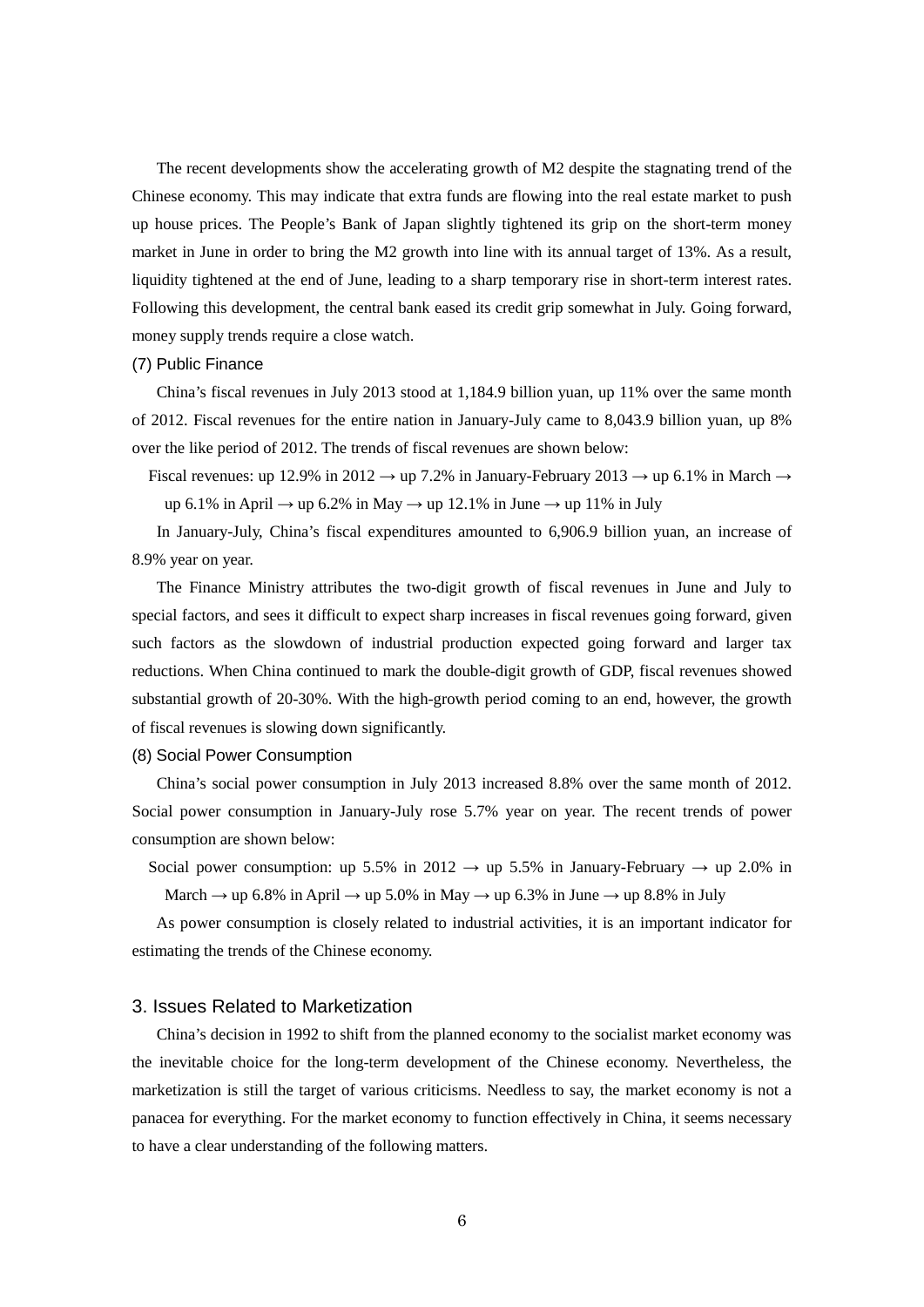The recent developments show the accelerating growth of M2 despite the stagnating trend of the Chinese economy. This may indicate that extra funds are flowing into the real estate market to push up house prices. The People's Bank of Japan slightly tightened its grip on the short-term money market in June in order to bring the M2 growth into line with its annual target of 13%. As a result, liquidity tightened at the end of June, leading to a sharp temporary rise in short-term interest rates. Following this development, the central bank eased its credit grip somewhat in July. Going forward, money supply trends require a close watch.

### (7) Public Finance

China's fiscal revenues in July 2013 stood at 1,184.9 billion yuan, up 11% over the same month of 2012. Fiscal revenues for the entire nation in January-July came to 8,043.9 billion yuan, up 8% over the like period of 2012. The trends of fiscal revenues are shown below:

Fiscal revenues: up 12.9% in 2012 → up 7.2% in January-February 2013 → up 6.1% in March → up 6.1% in April → up 6.2% in May → up 12.1% in June → up 11% in July

In January-July, China's fiscal expenditures amounted to 6,906.9 billion yuan, an increase of 8.9% year on year.

The Finance Ministry attributes the two-digit growth of fiscal revenues in June and July to special factors, and sees it difficult to expect sharp increases in fiscal revenues going forward, given such factors as the slowdown of industrial production expected going forward and larger tax reductions. When China continued to mark the double-digit growth of GDP, fiscal revenues showed substantial growth of 20-30%. With the high-growth period coming to an end, however, the growth of fiscal revenues is slowing down significantly.

### (8) Social Power Consumption

China's social power consumption in July 2013 increased 8.8% over the same month of 2012. Social power consumption in January-July rose 5.7% year on year. The recent trends of power consumption are shown below:

Social power consumption: up 5.5% in 2012 → up 5.5% in January-February → up 2.0% in March → up 6.8% in April → up 5.0% in May → up 6.3% in June → up 8.8% in July

As power consumption is closely related to industrial activities, it is an important indicator for estimating the trends of the Chinese economy.

## 3. Issues Related to Marketization

China's decision in 1992 to shift from the planned economy to the socialist market economy was the inevitable choice for the long-term development of the Chinese economy. Nevertheless, the marketization is still the target of various criticisms. Needless to say, the market economy is not a panacea for everything. For the market economy to function effectively in China, it seems necessary to have a clear understanding of the following matters.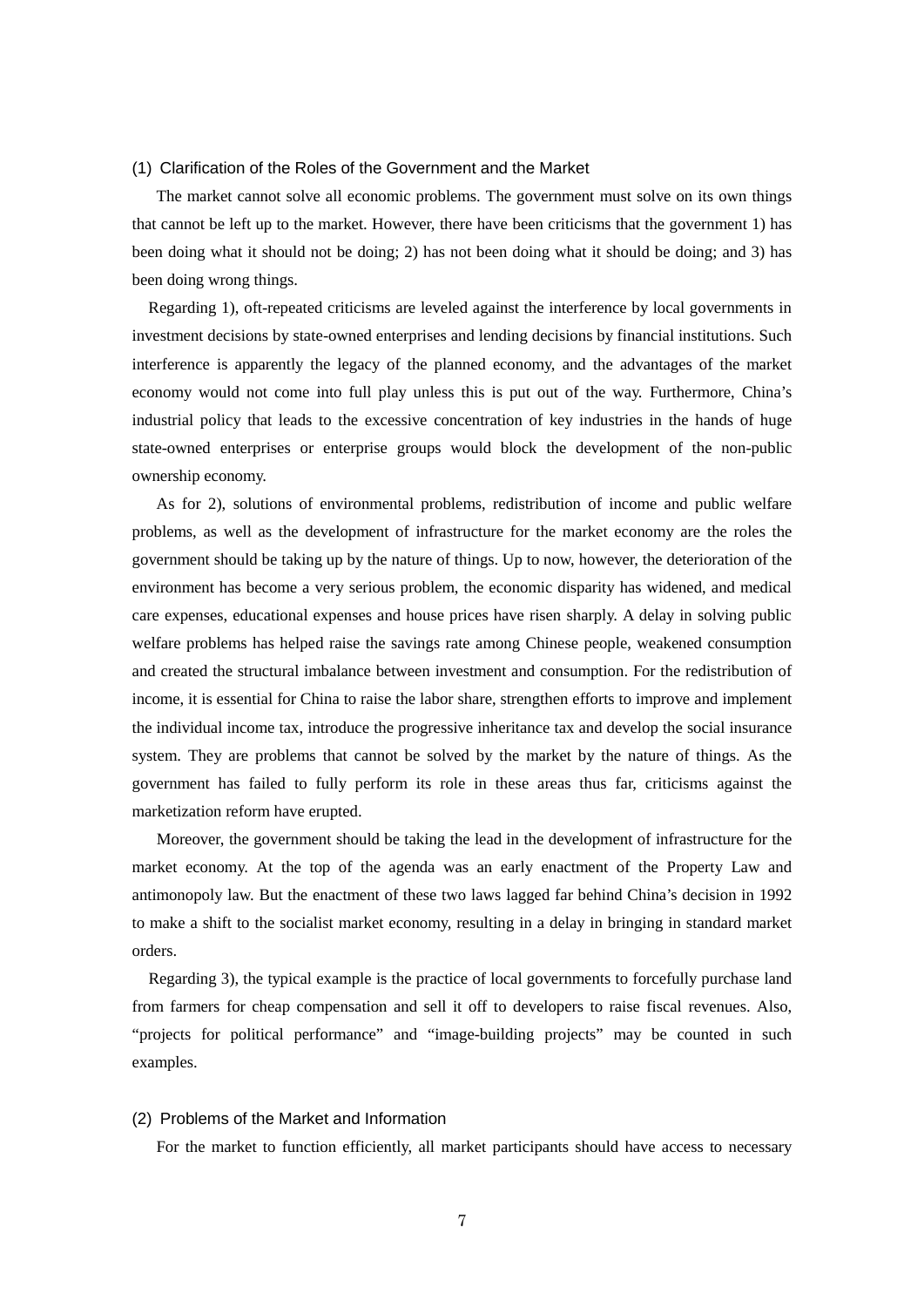### (1) Clarification of the Roles of the Government and the Market

The market cannot solve all economic problems. The government must solve on its own things that cannot be left up to the market. However, there have been criticisms that the government 1) has been doing what it should not be doing; 2) has not been doing what it should be doing; and 3) has been doing wrong things.

Regarding 1), oft-repeated criticisms are leveled against the interference by local governments in investment decisions by state-owned enterprises and lending decisions by financial institutions. Such interference is apparently the legacy of the planned economy, and the advantages of the market economy would not come into full play unless this is put out of the way. Furthermore, China's industrial policy that leads to the excessive concentration of key industries in the hands of huge state-owned enterprises or enterprise groups would block the development of the non-public ownership economy.

As for 2), solutions of environmental problems, redistribution of income and public welfare problems, as well as the development of infrastructure for the market economy are the roles the government should be taking up by the nature of things. Up to now, however, the deterioration of the environment has become a very serious problem, the economic disparity has widened, and medical care expenses, educational expenses and house prices have risen sharply. A delay in solving public welfare problems has helped raise the savings rate among Chinese people, weakened consumption and created the structural imbalance between investment and consumption. For the redistribution of income, it is essential for China to raise the labor share, strengthen efforts to improve and implement the individual income tax, introduce the progressive inheritance tax and develop the social insurance system. They are problems that cannot be solved by the market by the nature of things. As the government has failed to fully perform its role in these areas thus far, criticisms against the marketization reform have erupted.

Moreover, the government should be taking the lead in the development of infrastructure for the market economy. At the top of the agenda was an early enactment of the Property Law and antimonopoly law. But the enactment of these two laws lagged far behind China's decision in 1992 to make a shift to the socialist market economy, resulting in a delay in bringing in standard market orders.

Regarding 3), the typical example is the practice of local governments to forcefully purchase land from farmers for cheap compensation and sell it off to developers to raise fiscal revenues. Also, "projects for political performance" and "image-building projects" may be counted in such examples.

### (2) Problems of the Market and Information

For the market to function efficiently, all market participants should have access to necessary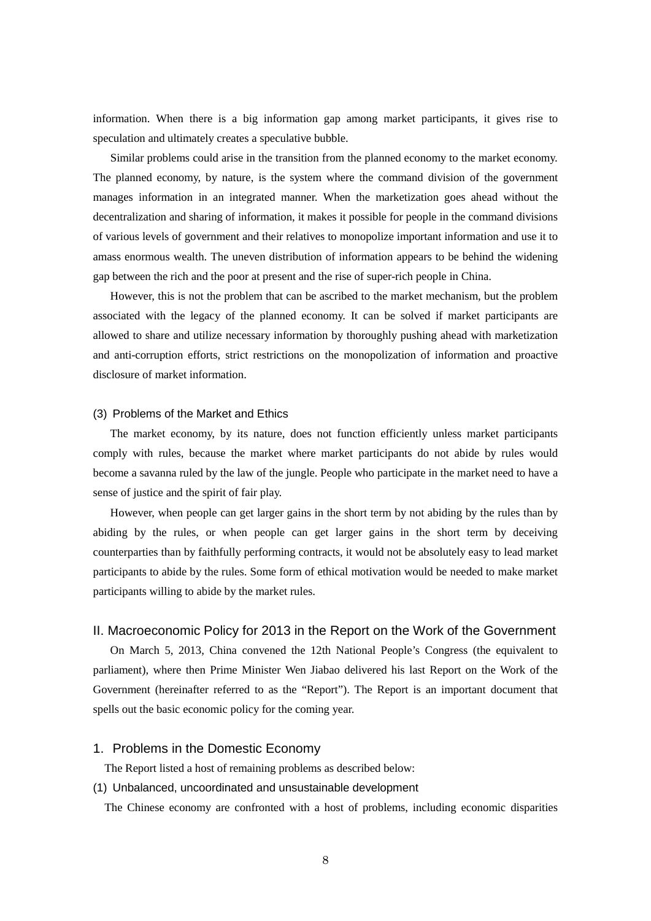information. When there is a big information gap among market participants, it gives rise to speculation and ultimately creates a speculative bubble.

Similar problems could arise in the transition from the planned economy to the market economy. The planned economy, by nature, is the system where the command division of the government manages information in an integrated manner. When the marketization goes ahead without the decentralization and sharing of information, it makes it possible for people in the command divisions of various levels of government and their relatives to monopolize important information and use it to amass enormous wealth. The uneven distribution of information appears to be behind the widening gap between the rich and the poor at present and the rise of super-rich people in China.

However, this is not the problem that can be ascribed to the market mechanism, but the problem associated with the legacy of the planned economy. It can be solved if market participants are allowed to share and utilize necessary information by thoroughly pushing ahead with marketization and anti-corruption efforts, strict restrictions on the monopolization of information and proactive disclosure of market information.

#### (3) Problems of the Market and Ethics

The market economy, by its nature, does not function efficiently unless market participants comply with rules, because the market where market participants do not abide by rules would become a savanna ruled by the law of the jungle. People who participate in the market need to have a sense of justice and the spirit of fair play.

However, when people can get larger gains in the short term by not abiding by the rules than by abiding by the rules, or when people can get larger gains in the short term by deceiving counterparties than by faithfully performing contracts, it would not be absolutely easy to lead market participants to abide by the rules. Some form of ethical motivation would be needed to make market participants willing to abide by the market rules.

## II. Macroeconomic Policy for 2013 in the Report on the Work of the Government

On March 5, 2013, China convened the 12th National People's Congress (the equivalent to parliament), where then Prime Minister Wen Jiabao delivered his last Report on the Work of the Government (hereinafter referred to as the "Report"). The Report is an important document that spells out the basic economic policy for the coming year.

### 1. Problems in the Domestic Economy

The Report listed a host of remaining problems as described below:

#### (1) Unbalanced, uncoordinated and unsustainable development

The Chinese economy are confronted with a host of problems, including economic disparities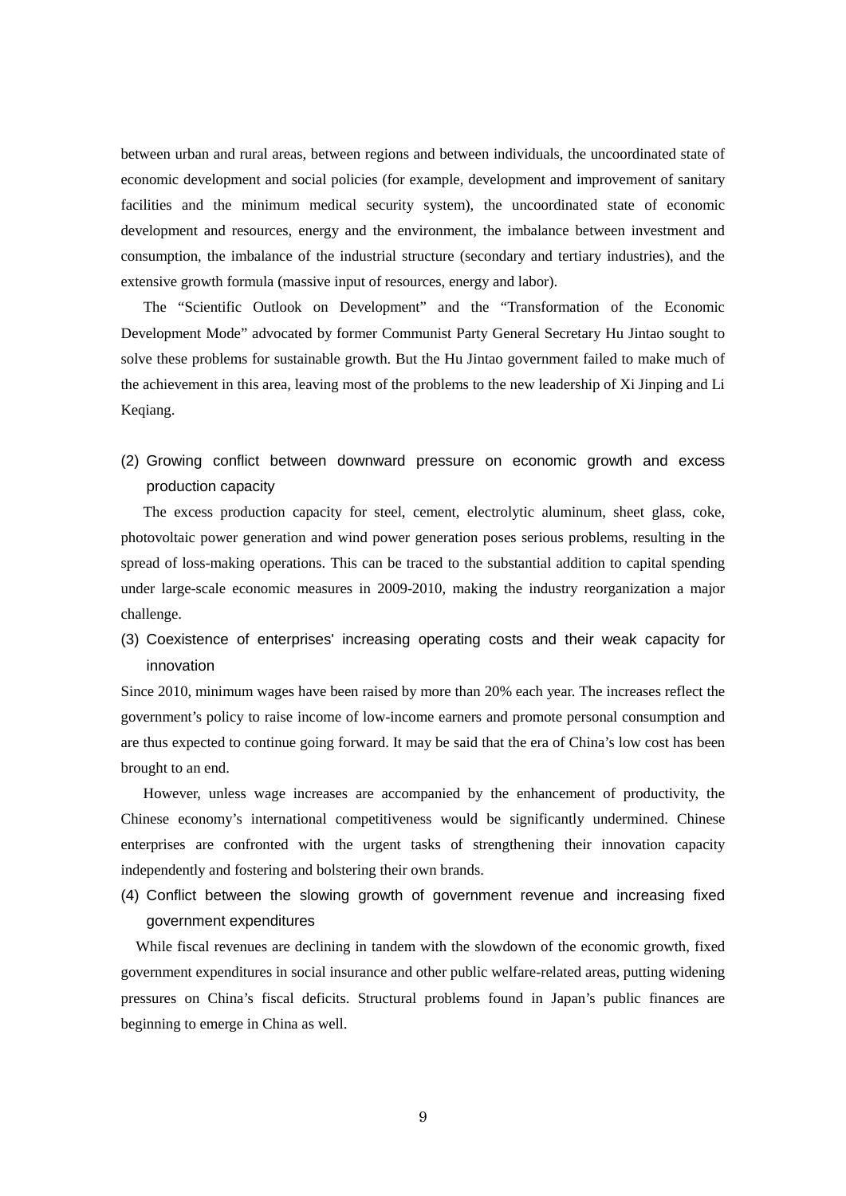between urban and rural areas, between regions and between individuals, the uncoordinated state of economic development and social policies (for example, development and improvement of sanitary facilities and the minimum medical security system), the uncoordinated state of economic development and resources, energy and the environment, the imbalance between investment and consumption, the imbalance of the industrial structure (secondary and tertiary industries), and the extensive growth formula (massive input of resources, energy and labor).

The “Scientific Outlook on Development” and the “Transformation of the Economic Development Mode” advocated by former Communist Party General Secretary Hu Jintao sought to solve these problems for sustainable growth. But the Hu Jintao government failed to make much of the achievement in this area, leaving most of the problems to the new leadership of Xi Jinping and Li Keqiang.

### (2) Growing conflict between downward pressure on economic growth and excess production capacity

The excess production capacity for steel, cement, electrolytic aluminum, sheet glass, coke, photovoltaic power generation and wind power generation poses serious problems, resulting in the spread of loss-making operations. This can be traced to the substantial addition to capital spending under large-scale economic measures in 2009-2010, making the industry reorganization a major challenge.

### (3) Coexistence of enterprises' increasing operating costs and their weak capacity for innovation

Since 2010, minimum wages have been raised by more than 20% each year. The increases reflect the government’s policy to raise income of low-income earners and promote personal consumption and are thus expected to continue going forward. It may be said that the era of China’s low cost has been brought to an end.

However, unless wage increases are accompanied by the enhancement of productivity, the Chinese economy’s international competitiveness would be significantly undermined. Chinese enterprises are confronted with the urgent tasks of strengthening their innovation capacity independently and fostering and bolstering their own brands.

### (4) Conflict between the slowing growth of government revenue and increasing fixed government expenditures

While fiscal revenues are declining in tandem with the slowdown of the economic growth, fixed government expenditures in social insurance and other public welfare-related areas, putting widening pressures on China’s fiscal deficits. Structural problems found in Japan’s public finances are beginning to emerge in China as well.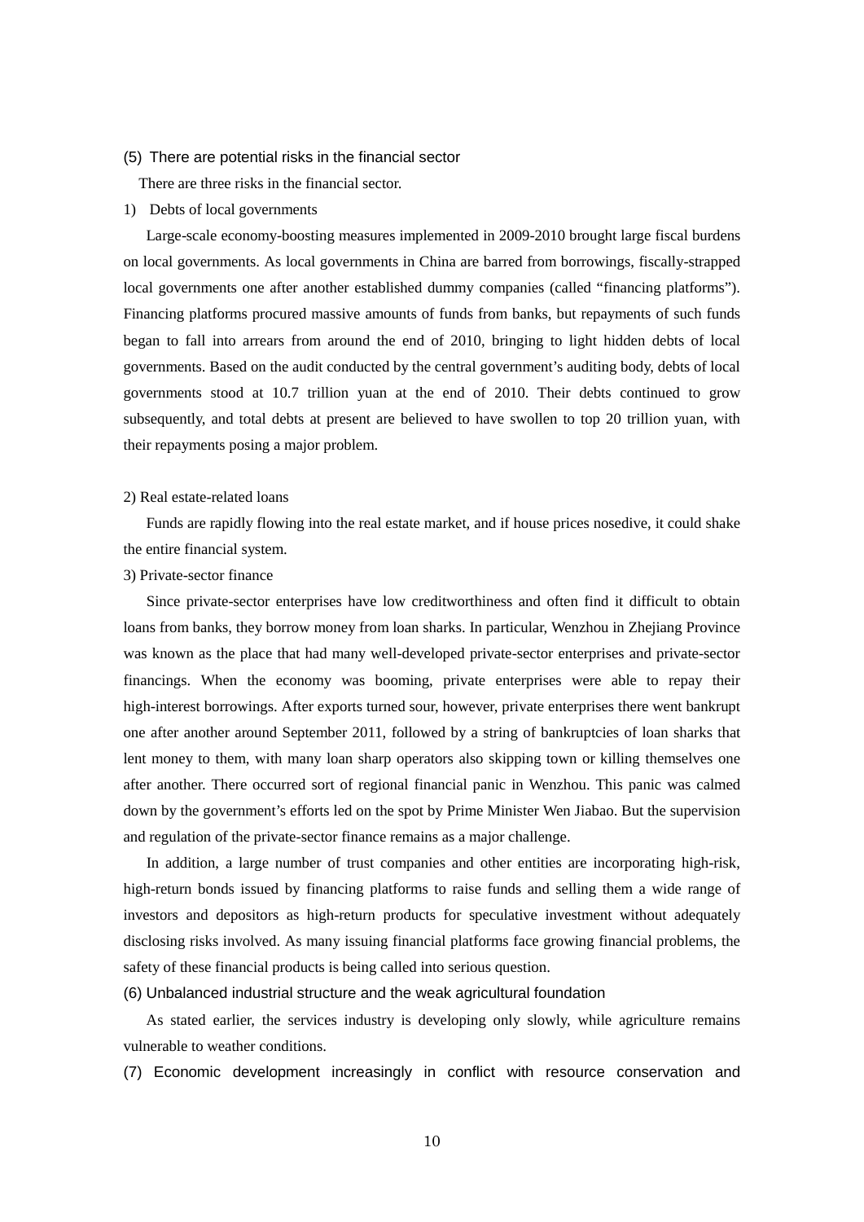### (5) There are potential risks in the financial sector

There are three risks in the financial sector.

1) Debts of local governments

Large-scale economy-boosting measures implemented in 2009-2010 brought large fiscal burdens on local governments. As local governments in China are barred from borrowings, fiscally-strapped local governments one after another established dummy companies (called "financing platforms"). Financing platforms procured massive amounts of funds from banks, but repayments of such funds began to fall into arrears from around the end of 2010, bringing to light hidden debts of local governments. Based on the audit conducted by the central government's auditing body, debts of local governments stood at 10.7 trillion yuan at the end of 2010. Their debts continued to grow subsequently, and total debts at present are believed to have swollen to top 20 trillion yuan, with their repayments posing a major problem.

2) Real estate-related loans

Funds are rapidly flowing into the real estate market, and if house prices nosedive, it could shake the entire financial system.

3) Private-sector finance

Since private-sector enterprises have low creditworthiness and often find it difficult to obtain loans from banks, they borrow money from loan sharks. In particular, Wenzhou in Zhejiang Province was known as the place that had many well-developed private-sector enterprises and private-sector financings. When the economy was booming, private enterprises were able to repay their high-interest borrowings. After exports turned sour, however, private enterprises there went bankrupt one after another around September 2011, followed by a string of bankruptcies of loan sharks that lent money to them, with many loan sharp operators also skipping town or killing themselves one after another. There occurred sort of regional financial panic in Wenzhou. This panic was calmed down by the government's efforts led on the spot by Prime Minister Wen Jiabao. But the supervision and regulation of the private-sector finance remains as a major challenge.

In addition, a large number of trust companies and other entities are incorporating high-risk, high-return bonds issued by financing platforms to raise funds and selling them a wide range of investors and depositors as high-return products for speculative investment without adequately disclosing risks involved. As many issuing financial platforms face growing financial problems, the safety of these financial products is being called into serious question.

### (6) Unbalanced industrial structure and the weak agricultural foundation

As stated earlier, the services industry is developing only slowly, while agriculture remains vulnerable to weather conditions.

### (7) Economic development increasingly in conflict with resource conservation and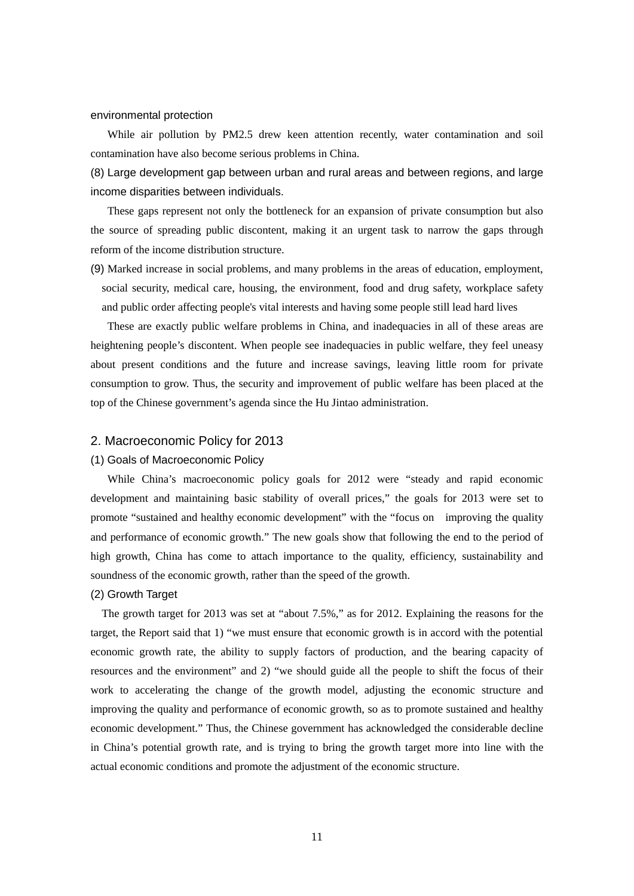environmental protection

While air pollution by PM2.5 drew keen attention recently, water contamination and soil contamination have also become serious problems in China.

(8) Large development gap between urban and rural areas and between regions, and large income disparities between individuals.

These gaps represent not only the bottleneck for an expansion of private consumption but also the source of spreading public discontent, making it an urgent task to narrow the gaps through reform of the income distribution structure.

(9) Marked increase in social problems, and many problems in the areas of education, employment, social security, medical care, housing, the environment, food and drug safety, workplace safety and public order affecting people's vital interests and having some people still lead hard lives

These are exactly public welfare problems in China, and inadequacies in all of these areas are heightening people's discontent. When people see inadequacies in public welfare, they feel uneasy about present conditions and the future and increase savings, leaving little room for private consumption to grow. Thus, the security and improvement of public welfare has been placed at the top of the Chinese government's agenda since the Hu Jintao administration.

## 2. Macroeconomic Policy for 2013

### (1) Goals of Macroeconomic Policy

While China's macroeconomic policy goals for 2012 were "steady and rapid economic development and maintaining basic stability of overall prices," the goals for 2013 were set to promote "sustained and healthy economic development" with the "focus on improving the quality and performance of economic growth." The new goals show that following the end to the period of high growth, China has come to attach importance to the quality, efficiency, sustainability and soundness of the economic growth, rather than the speed of the growth.

### (2) Growth Target

The growth target for 2013 was set at "about 7.5%," as for 2012. Explaining the reasons for the target, the Report said that 1) "we must ensure that economic growth is in accord with the potential economic growth rate, the ability to supply factors of production, and the bearing capacity of resources and the environment" and 2) "we should guide all the people to shift the focus of their work to accelerating the change of the growth model, adjusting the economic structure and improving the quality and performance of economic growth, so as to promote sustained and healthy economic development." Thus, the Chinese government has acknowledged the considerable decline in China's potential growth rate, and is trying to bring the growth target more into line with the actual economic conditions and promote the adjustment of the economic structure.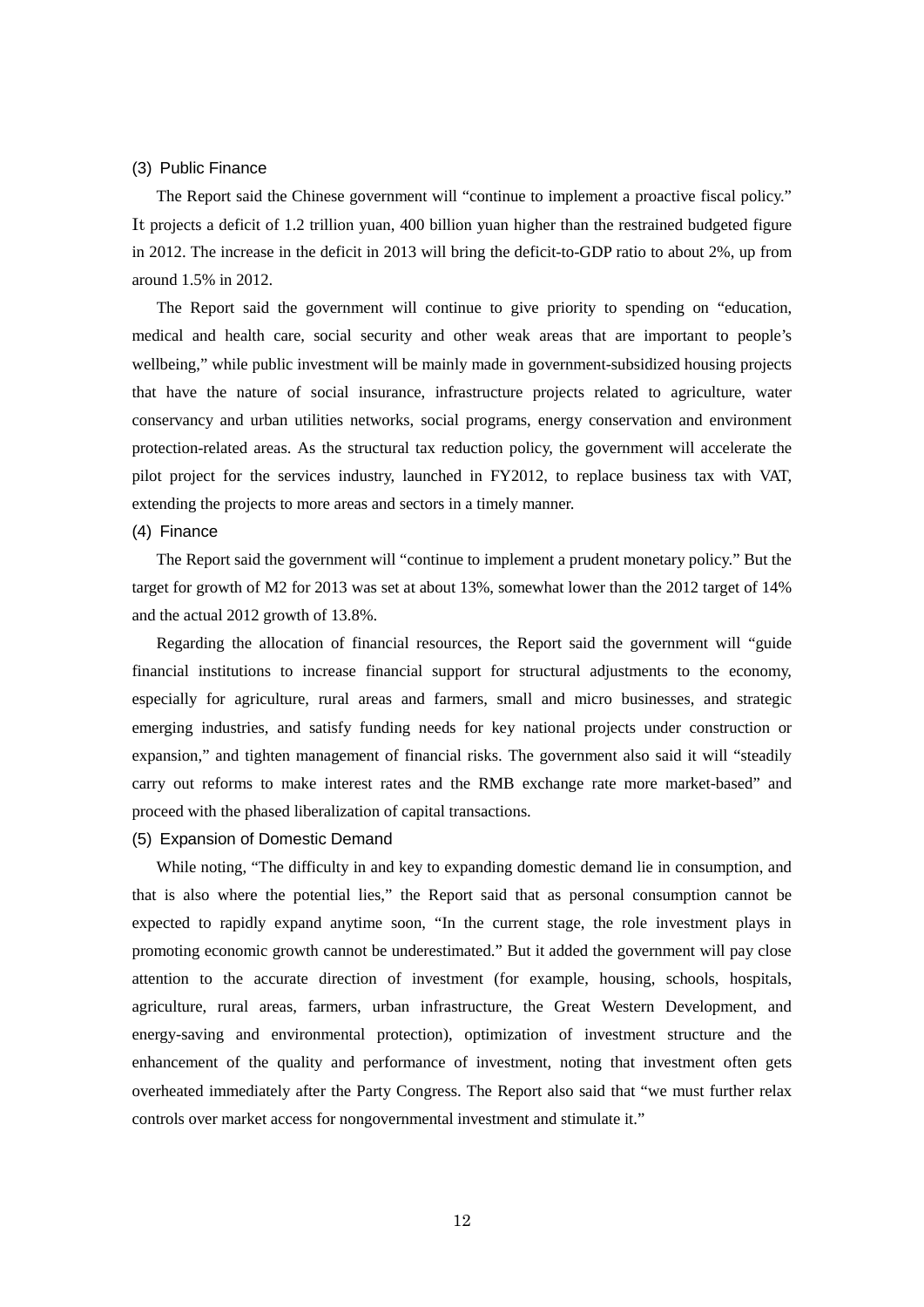### (3) Public Finance

The Report said the Chinese government will "continue to implement a proactive fiscal policy." It projects a deficit of 1.2 trillion yuan, 400 billion yuan higher than the restrained budgeted figure in 2012. The increase in the deficit in 2013 will bring the deficit-to-GDP ratio to about 2%, up from around 1.5% in 2012.

The Report said the government will continue to give priority to spending on "education, medical and health care, social security and other weak areas that are important to people's wellbeing," while public investment will be mainly made in government-subsidized housing projects that have the nature of social insurance, infrastructure projects related to agriculture, water conservancy and urban utilities networks, social programs, energy conservation and environment protection-related areas. As the structural tax reduction policy, the government will accelerate the pilot project for the services industry, launched in FY2012, to replace business tax with VAT, extending the projects to more areas and sectors in a timely manner.

### (4) Finance

The Report said the government will "continue to implement a prudent monetary policy." But the target for growth of M2 for 2013 was set at about 13%, somewhat lower than the 2012 target of 14% and the actual 2012 growth of 13.8%.

Regarding the allocation of financial resources, the Report said the government will "guide financial institutions to increase financial support for structural adjustments to the economy, especially for agriculture, rural areas and farmers, small and micro businesses, and strategic emerging industries, and satisfy funding needs for key national projects under construction or expansion," and tighten management of financial risks. The government also said it will "steadily carry out reforms to make interest rates and the RMB exchange rate more market-based" and proceed with the phased liberalization of capital transactions.

### (5) Expansion of Domestic Demand

While noting, "The difficulty in and key to expanding domestic demand lie in consumption, and that is also where the potential lies," the Report said that as personal consumption cannot be expected to rapidly expand anytime soon, "In the current stage, the role investment plays in promoting economic growth cannot be underestimated." But it added the government will pay close attention to the accurate direction of investment (for example, housing, schools, hospitals, agriculture, rural areas, farmers, urban infrastructure, the Great Western Development, and energy-saving and environmental protection), optimization of investment structure and the enhancement of the quality and performance of investment, noting that investment often gets overheated immediately after the Party Congress. The Report also said that "we must further relax controls over market access for nongovernmental investment and stimulate it."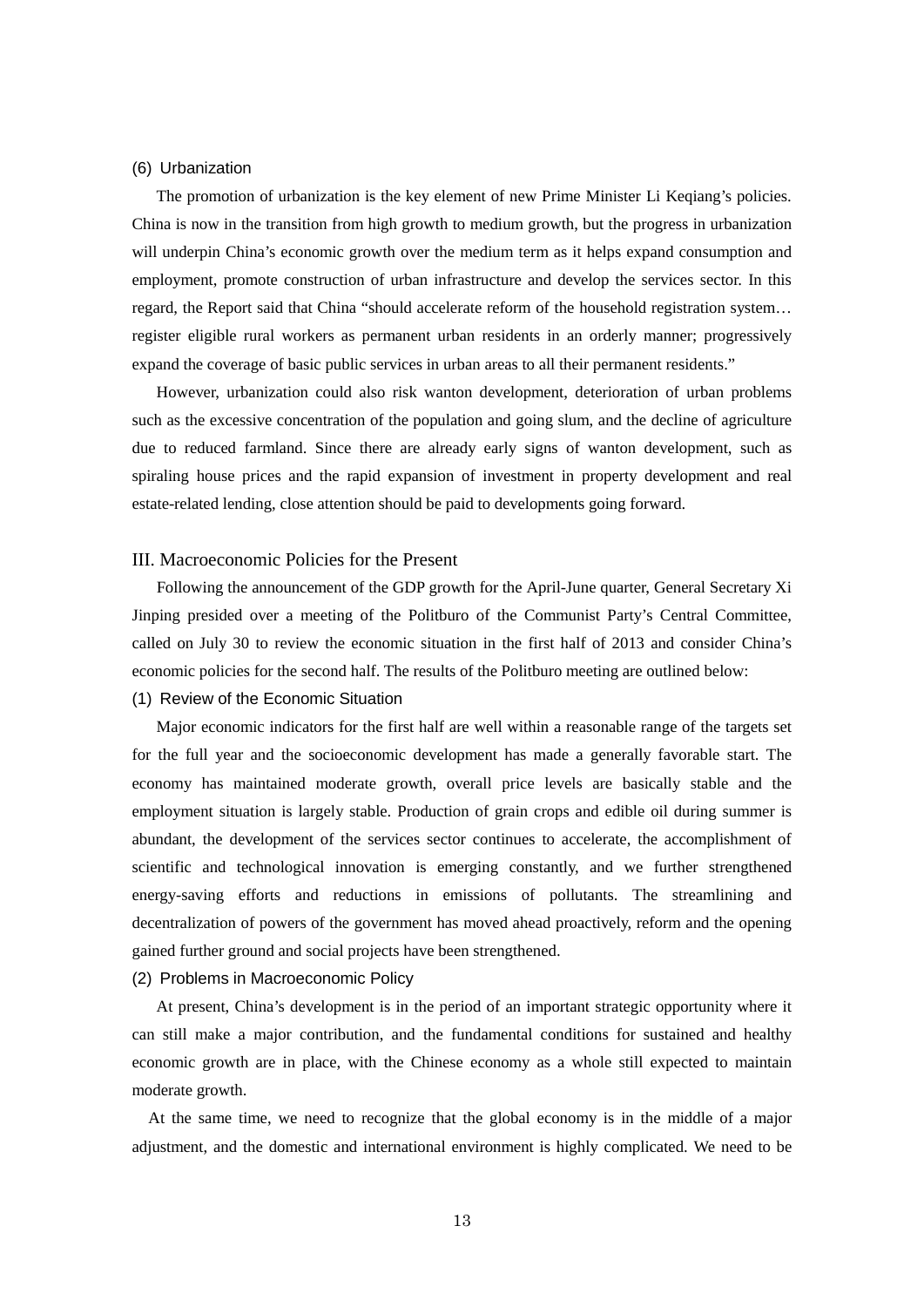### (6) Urbanization

The promotion of urbanization is the key element of new Prime Minister Li Keqiang's policies. China is now in the transition from high growth to medium growth, but the progress in urbanization will underpin China's economic growth over the medium term as it helps expand consumption and employment, promote construction of urban infrastructure and develop the services sector. In this regard, the Report said that China "should accelerate reform of the household registration system… register eligible rural workers as permanent urban residents in an orderly manner; progressively expand the coverage of basic public services in urban areas to all their permanent residents."

However, urbanization could also risk wanton development, deterioration of urban problems such as the excessive concentration of the population and going slum, and the decline of agriculture due to reduced farmland. Since there are already early signs of wanton development, such as spiraling house prices and the rapid expansion of investment in property development and real estate-related lending, close attention should be paid to developments going forward.

## III. Macroeconomic Policies for the Present

Following the announcement of the GDP growth for the April-June quarter, General Secretary Xi Jinping presided over a meeting of the Politburo of the Communist Party's Central Committee, called on July 30 to review the economic situation in the first half of 2013 and consider China's economic policies for the second half. The results of the Politburo meeting are outlined below:

### (1) Review of the Economic Situation

Major economic indicators for the first half are well within a reasonable range of the targets set for the full year and the socioeconomic development has made a generally favorable start. The economy has maintained moderate growth, overall price levels are basically stable and the employment situation is largely stable. Production of grain crops and edible oil during summer is abundant, the development of the services sector continues to accelerate, the accomplishment of scientific and technological innovation is emerging constantly, and we further strengthened energy-saving efforts and reductions in emissions of pollutants. The streamlining and decentralization of powers of the government has moved ahead proactively, reform and the opening gained further ground and social projects have been strengthened.

### (2) Problems in Macroeconomic Policy

At present, China's development is in the period of an important strategic opportunity where it can still make a major contribution, and the fundamental conditions for sustained and healthy economic growth are in place, with the Chinese economy as a whole still expected to maintain moderate growth.

At the same time, we need to recognize that the global economy is in the middle of a major adjustment, and the domestic and international environment is highly complicated. We need to be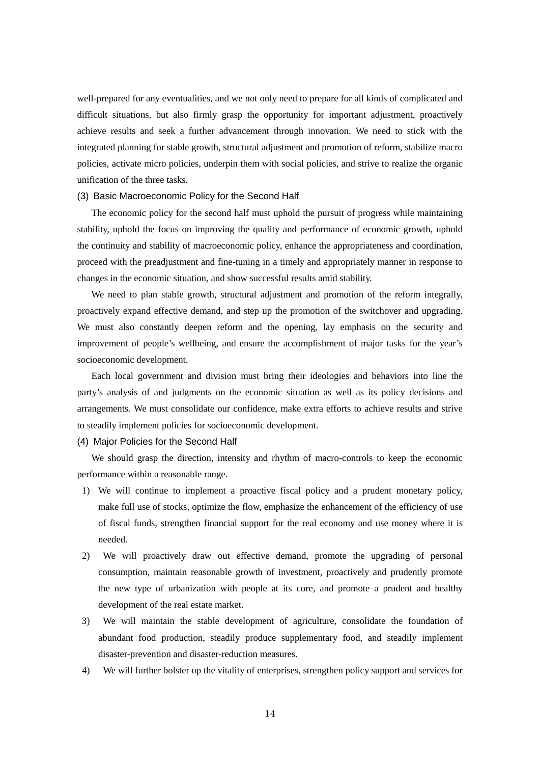well-prepared for any eventualities, and we not only need to prepare for all kinds of complicated and difficult situations, but also firmly grasp the opportunity for important adjustment, proactively achieve results and seek a further advancement through innovation. We need to stick with the integrated planning for stable growth, structural adjustment and promotion of reform, stabilize macro policies, activate micro policies, underpin them with social policies, and strive to realize the organic unification of the three tasks.

### (3) Basic Macroeconomic Policy for the Second Half

The economic policy for the second half must uphold the pursuit of progress while maintaining stability, uphold the focus on improving the quality and performance of economic growth, uphold the continuity and stability of macroeconomic policy, enhance the appropriateness and coordination, proceed with the preadjustment and fine-tuning in a timely and appropriately manner in response to changes in the economic situation, and show successful results amid stability.

We need to plan stable growth, structural adjustment and promotion of the reform integrally, proactively expand effective demand, and step up the promotion of the switchover and upgrading. We must also constantly deepen reform and the opening, lay emphasis on the security and improvement of people's wellbeing, and ensure the accomplishment of major tasks for the year's socioeconomic development.

Each local government and division must bring their ideologies and behaviors into line the party's analysis of and judgments on the economic situation as well as its policy decisions and arrangements. We must consolidate our confidence, make extra efforts to achieve results and strive to steadily implement policies for socioeconomic development.

### (4) Major Policies for the Second Half

We should grasp the direction, intensity and rhythm of macro-controls to keep the economic performance within a reasonable range.

1) We will continue to implement a proactive fiscal policy and a prudent monetary policy, make full use of stocks, optimize the flow, emphasize the enhancement of the efficiency of use of fiscal funds, strengthen financial support for the real economy and use money where it is needed.
2) We will proactively draw out effective demand, promote the upgrading of personal consumption, maintain reasonable growth of investment, proactively and prudently promote the new type of urbanization with people at its core, and promote a prudent and healthy development of the real estate market.
3) We will maintain the stable development of agriculture, consolidate the foundation of abundant food production, steadily produce supplementary food, and steadily implement disaster-prevention and disaster-reduction measures.
4) We will further bolster up the vitality of enterprises, strengthen policy support and services for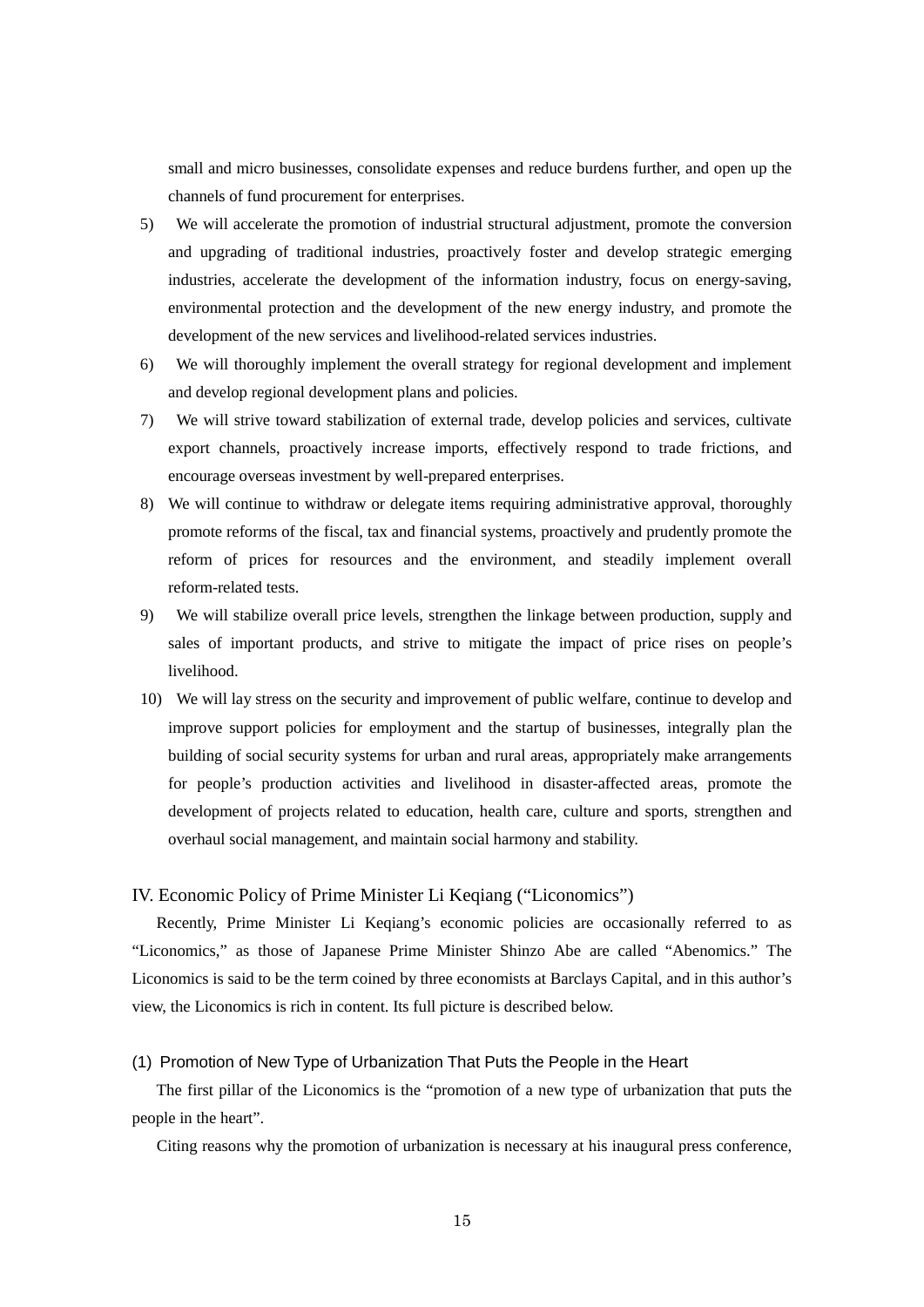small and micro businesses, consolidate expenses and reduce burdens further, and open up the channels of fund procurement for enterprises.

5) We will accelerate the promotion of industrial structural adjustment, promote the conversion and upgrading of traditional industries, proactively foster and develop strategic emerging industries, accelerate the development of the information industry, focus on energy-saving, environmental protection and the development of the new energy industry, and promote the development of the new services and livelihood-related services industries.
6) We will thoroughly implement the overall strategy for regional development and implement and develop regional development plans and policies.
7) We will strive toward stabilization of external trade, develop policies and services, cultivate export channels, proactively increase imports, effectively respond to trade frictions, and encourage overseas investment by well-prepared enterprises.
8) We will continue to withdraw or delegate items requiring administrative approval, thoroughly promote reforms of the fiscal, tax and financial systems, proactively and prudently promote the reform of prices for resources and the environment, and steadily implement overall reform-related tests.
9) We will stabilize overall price levels, strengthen the linkage between production, supply and sales of important products, and strive to mitigate the impact of price rises on people's livelihood.
10) We will lay stress on the security and improvement of public welfare, continue to develop and improve support policies for employment and the startup of businesses, integrally plan the building of social security systems for urban and rural areas, appropriately make arrangements for people's production activities and livelihood in disaster-affected areas, promote the development of projects related to education, health care, culture and sports, strengthen and overhaul social management, and maintain social harmony and stability.

## IV. Economic Policy of Prime Minister Li Keqiang ("Liconomics")

Recently, Prime Minister Li Keqiang's economic policies are occasionally referred to as "Liconomics," as those of Japanese Prime Minister Shinzo Abe are called "Abenomics." The Liconomics is said to be the term coined by three economists at Barclays Capital, and in this author's view, the Liconomics is rich in content. Its full picture is described below.

### (1) Promotion of New Type of Urbanization That Puts the People in the Heart

The first pillar of the Liconomics is the "promotion of a new type of urbanization that puts the people in the heart".

Citing reasons why the promotion of urbanization is necessary at his inaugural press conference,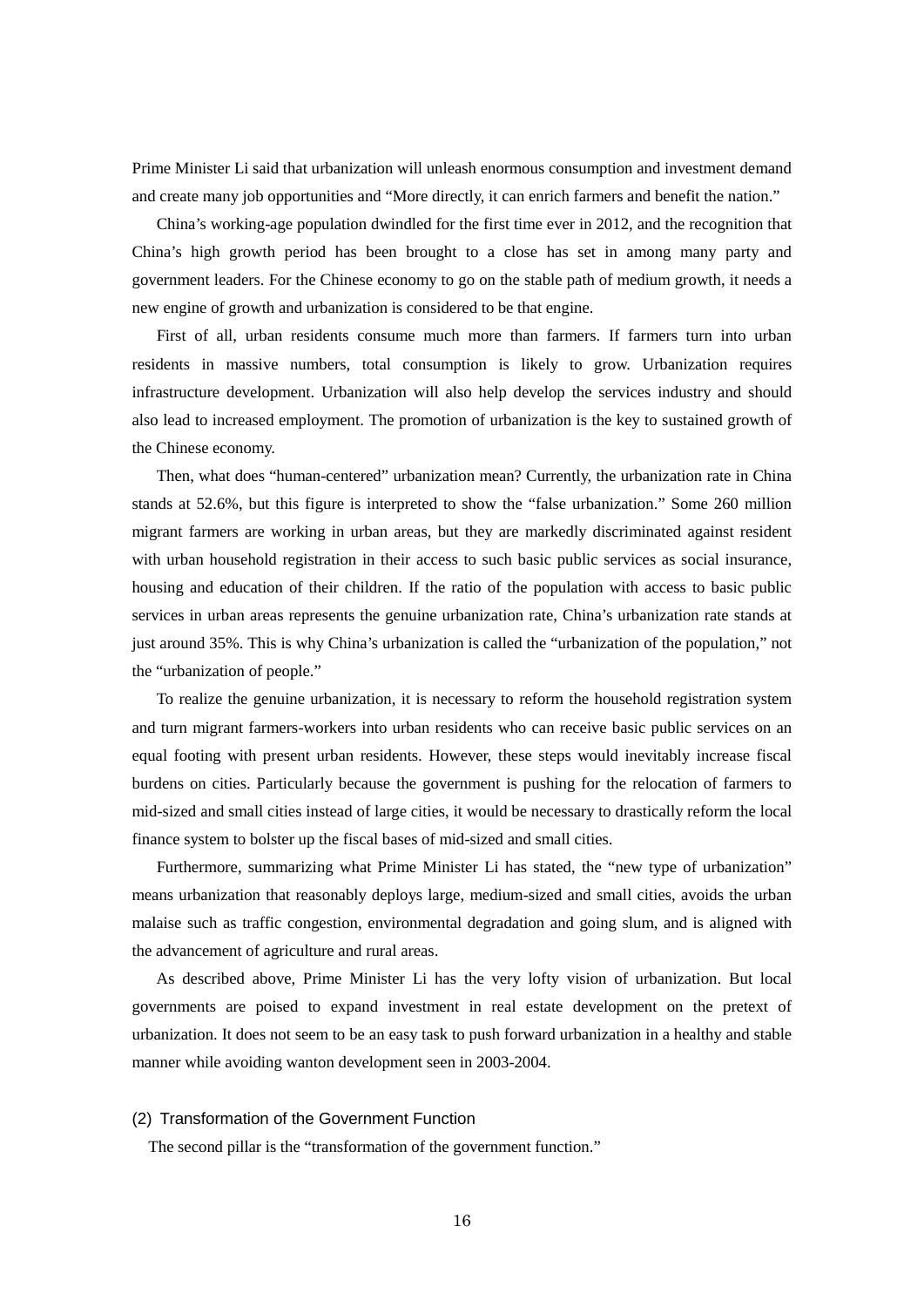Prime Minister Li said that urbanization will unleash enormous consumption and investment demand and create many job opportunities and "More directly, it can enrich farmers and benefit the nation."

China's working-age population dwindled for the first time ever in 2012, and the recognition that China's high growth period has been brought to a close has set in among many party and government leaders. For the Chinese economy to go on the stable path of medium growth, it needs a new engine of growth and urbanization is considered to be that engine.

First of all, urban residents consume much more than farmers. If farmers turn into urban residents in massive numbers, total consumption is likely to grow. Urbanization requires infrastructure development. Urbanization will also help develop the services industry and should also lead to increased employment. The promotion of urbanization is the key to sustained growth of the Chinese economy.

Then, what does "human-centered" urbanization mean? Currently, the urbanization rate in China stands at 52.6%, but this figure is interpreted to show the "false urbanization." Some 260 million migrant farmers are working in urban areas, but they are markedly discriminated against resident with urban household registration in their access to such basic public services as social insurance, housing and education of their children. If the ratio of the population with access to basic public services in urban areas represents the genuine urbanization rate, China's urbanization rate stands at just around 35%. This is why China's urbanization is called the "urbanization of the population," not the "urbanization of people."

To realize the genuine urbanization, it is necessary to reform the household registration system and turn migrant farmers-workers into urban residents who can receive basic public services on an equal footing with present urban residents. However, these steps would inevitably increase fiscal burdens on cities. Particularly because the government is pushing for the relocation of farmers to mid-sized and small cities instead of large cities, it would be necessary to drastically reform the local finance system to bolster up the fiscal bases of mid-sized and small cities.

Furthermore, summarizing what Prime Minister Li has stated, the "new type of urbanization" means urbanization that reasonably deploys large, medium-sized and small cities, avoids the urban malaise such as traffic congestion, environmental degradation and going slum, and is aligned with the advancement of agriculture and rural areas.

As described above, Prime Minister Li has the very lofty vision of urbanization. But local governments are poised to expand investment in real estate development on the pretext of urbanization. It does not seem to be an easy task to push forward urbanization in a healthy and stable manner while avoiding wanton development seen in 2003-2004.

### (2) Transformation of the Government Function

The second pillar is the "transformation of the government function."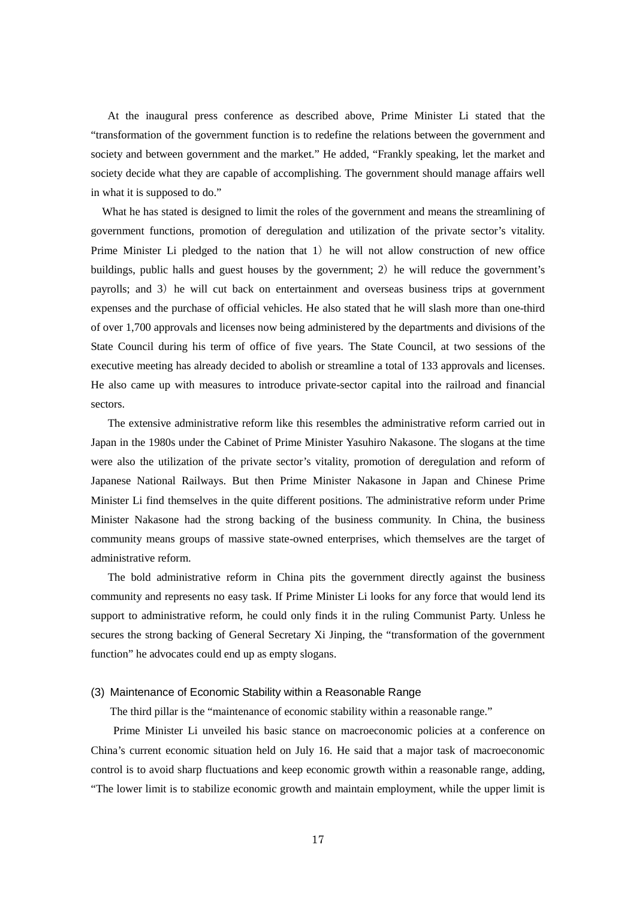At the inaugural press conference as described above, Prime Minister Li stated that the "transformation of the government function is to redefine the relations between the government and society and between government and the market." He added, "Frankly speaking, let the market and society decide what they are capable of accomplishing. The government should manage affairs well in what it is supposed to do."

What he has stated is designed to limit the roles of the government and means the streamlining of government functions, promotion of deregulation and utilization of the private sector's vitality. Prime Minister Li pledged to the nation that 1) he will not allow construction of new office buildings, public halls and guest houses by the government; 2) he will reduce the government's payrolls; and 3) he will cut back on entertainment and overseas business trips at government expenses and the purchase of official vehicles. He also stated that he will slash more than one-third of over 1,700 approvals and licenses now being administered by the departments and divisions of the State Council during his term of office of five years. The State Council, at two sessions of the executive meeting has already decided to abolish or streamline a total of 133 approvals and licenses. He also came up with measures to introduce private-sector capital into the railroad and financial sectors.

The extensive administrative reform like this resembles the administrative reform carried out in Japan in the 1980s under the Cabinet of Prime Minister Yasuhiro Nakasone. The slogans at the time were also the utilization of the private sector's vitality, promotion of deregulation and reform of Japanese National Railways. But then Prime Minister Nakasone in Japan and Chinese Prime Minister Li find themselves in the quite different positions. The administrative reform under Prime Minister Nakasone had the strong backing of the business community. In China, the business community means groups of massive state-owned enterprises, which themselves are the target of administrative reform.

The bold administrative reform in China pits the government directly against the business community and represents no easy task. If Prime Minister Li looks for any force that would lend its support to administrative reform, he could only finds it in the ruling Communist Party. Unless he secures the strong backing of General Secretary Xi Jinping, the "transformation of the government function" he advocates could end up as empty slogans.

### (3) Maintenance of Economic Stability within a Reasonable Range

The third pillar is the "maintenance of economic stability within a reasonable range."

Prime Minister Li unveiled his basic stance on macroeconomic policies at a conference on China's current economic situation held on July 16. He said that a major task of macroeconomic control is to avoid sharp fluctuations and keep economic growth within a reasonable range, adding, "The lower limit is to stabilize economic growth and maintain employment, while the upper limit is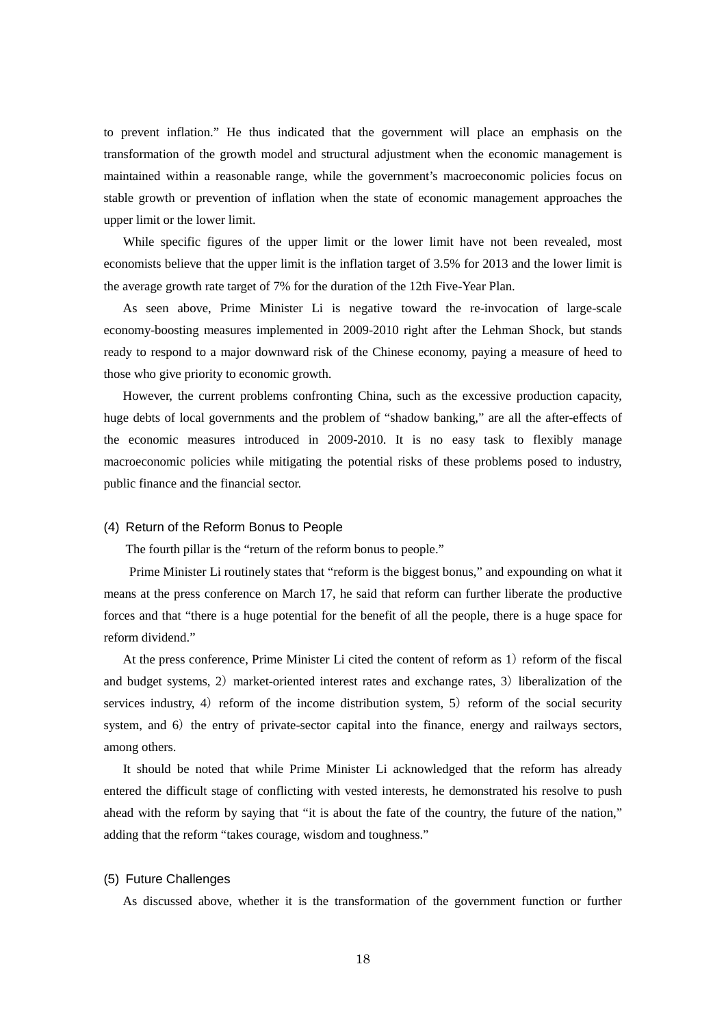to prevent inflation." He thus indicated that the government will place an emphasis on the transformation of the growth model and structural adjustment when the economic management is maintained within a reasonable range, while the government's macroeconomic policies focus on stable growth or prevention of inflation when the state of economic management approaches the upper limit or the lower limit.

While specific figures of the upper limit or the lower limit have not been revealed, most economists believe that the upper limit is the inflation target of 3.5% for 2013 and the lower limit is the average growth rate target of 7% for the duration of the 12th Five-Year Plan.

As seen above, Prime Minister Li is negative toward the re-invocation of large-scale economy-boosting measures implemented in 2009-2010 right after the Lehman Shock, but stands ready to respond to a major downward risk of the Chinese economy, paying a measure of heed to those who give priority to economic growth.

However, the current problems confronting China, such as the excessive production capacity, huge debts of local governments and the problem of "shadow banking," are all the after-effects of the economic measures introduced in 2009-2010. It is no easy task to flexibly manage macroeconomic policies while mitigating the potential risks of these problems posed to industry, public finance and the financial sector.

### (4) Return of the Reform Bonus to People

The fourth pillar is the "return of the reform bonus to people."

Prime Minister Li routinely states that "reform is the biggest bonus," and expounding on what it means at the press conference on March 17, he said that reform can further liberate the productive forces and that "there is a huge potential for the benefit of all the people, there is a huge space for reform dividend."

At the press conference, Prime Minister Li cited the content of reform as 1) reform of the fiscal and budget systems, 2) market-oriented interest rates and exchange rates, 3) liberalization of the services industry, 4) reform of the income distribution system, 5) reform of the social security system, and 6) the entry of private-sector capital into the finance, energy and railways sectors, among others.

It should be noted that while Prime Minister Li acknowledged that the reform has already entered the difficult stage of conflicting with vested interests, he demonstrated his resolve to push ahead with the reform by saying that "it is about the fate of the country, the future of the nation," adding that the reform "takes courage, wisdom and toughness."

### (5) Future Challenges

As discussed above, whether it is the transformation of the government function or further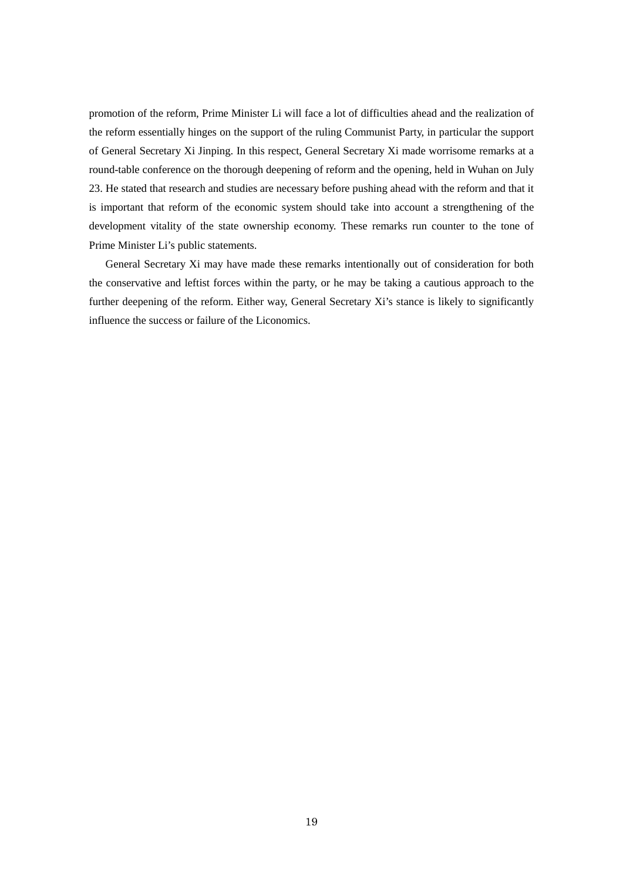promotion of the reform, Prime Minister Li will face a lot of difficulties ahead and the realization of the reform essentially hinges on the support of the ruling Communist Party, in particular the support of General Secretary Xi Jinping. In this respect, General Secretary Xi made worrisome remarks at a round-table conference on the thorough deepening of reform and the opening, held in Wuhan on July 23. He stated that research and studies are necessary before pushing ahead with the reform and that it is important that reform of the economic system should take into account a strengthening of the development vitality of the state ownership economy. These remarks run counter to the tone of Prime Minister Li's public statements.

General Secretary Xi may have made these remarks intentionally out of consideration for both the conservative and leftist forces within the party, or he may be taking a cautious approach to the further deepening of the reform. Either way, General Secretary Xi's stance is likely to significantly influence the success or failure of the Liconomics.